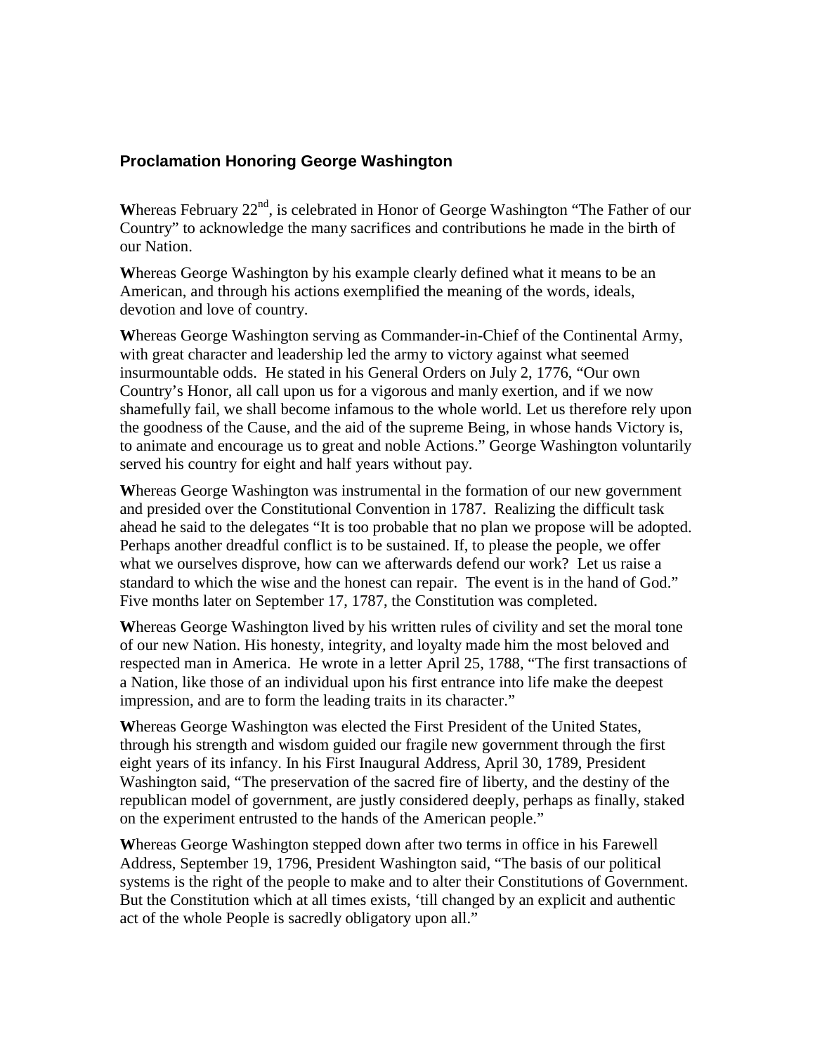## Proclamation Honoring George Washington

**W**hereas February 22nd, is celebrated in Honor of George Washington "The Father of our Country" to acknowledge the many sacrifices and contributions he made in the birth of our Nation.

**W**hereas George Washington by his example clearly defined what it means to be an American, and through his actions exemplified the meaning of the words, ideals, devotion and love of country.

**W**hereas George Washington serving as Commander-in-Chief of the Continental Army, with great character and leadership led the army to victory against what seemed insurmountable odds. He stated in his General Orders on July 2, 1776, "Our own Country's Honor, all call upon us for a vigorous and manly exertion, and if we now shamefully fail, we shall become infamous to the whole world. Let us therefore rely upon the goodness of the Cause, and the aid of the supreme Being, in whose hands Victory is, to animate and encourage us to great and noble Actions." George Washington voluntarily served his country for eight and half years without pay.

**W**hereas George Washington was instrumental in the formation of our new government and presided over the Constitutional Convention in 1787. Realizing the difficult task ahead he said to the delegates "It is too probable that no plan we propose will be adopted. Perhaps another dreadful conflict is to be sustained. If, to please the people, we offer what we ourselves disprove, how can we afterwards defend our work? Let us raise a standard to which the wise and the honest can repair. The event is in the hand of God." Five months later on September 17, 1787, the Constitution was completed.

**W**hereas George Washington lived by his written rules of civility and set the moral tone of our new Nation. His honesty, integrity, and loyalty made him the most beloved and respected man in America. He wrote in a letter April 25, 1788, "The first transactions of a Nation, like those of an individual upon his first entrance into life make the deepest impression, and are to form the leading traits in its character."

**W**hereas George Washington was elected the First President of the United States, through his strength and wisdom guided our fragile new government through the first eight years of its infancy. In his First Inaugural Address, April 30, 1789, President Washington said, "The preservation of the sacred fire of liberty, and the destiny of the republican model of government, are justly considered deeply, perhaps as finally, staked on the experiment entrusted to the hands of the American people."

**W**hereas George Washington stepped down after two terms in office in his Farewell Address, September 19, 1796, President Washington said, "The basis of our political systems is the right of the people to make and to alter their Constitutions of Government. But the Constitution which at all times exists, 'till changed by an explicit and authentic act of the whole People is sacredly obligatory upon all."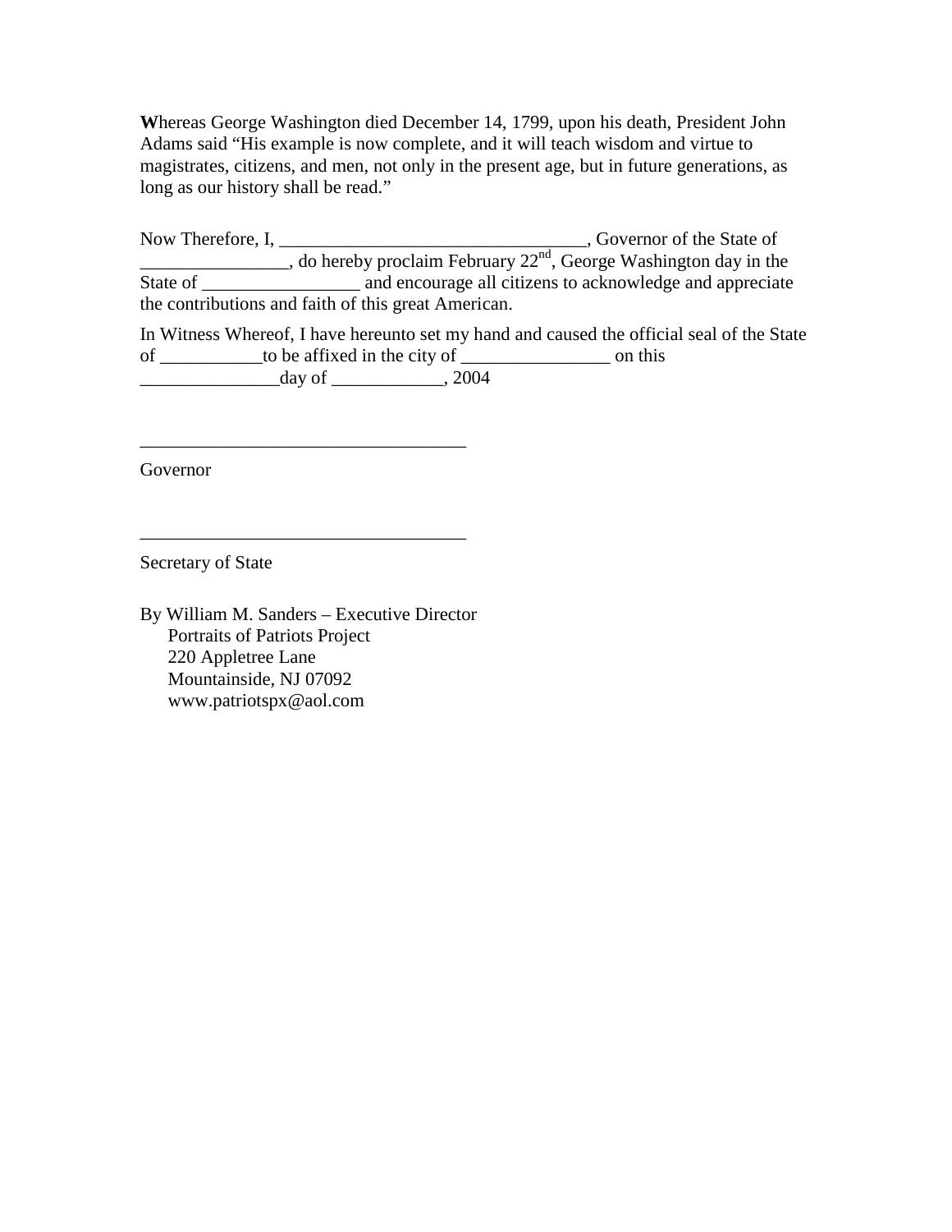**W**hereas George Washington died December 14, 1799, upon his death, President John Adams said "His example is now complete, and it will teach wisdom and virtue to magistrates, citizens, and men, not only in the present age, but in future generations, as long as our history shall be read."

Now Therefore, I, _________________________________, Governor of the State of ________________, do hereby proclaim February 22nd, George Washington day in the State of _________________ and encourage all citizens to acknowledge and appreciate the contributions and faith of this great American.

In Witness Whereof, I have hereunto set my hand and caused the official seal of the State of ___________to be affixed in the city of ________________ on this _______________day of ____________, 2004

__________________________________

Governor

__________________________________

Secretary of State

By William M. Sanders – Executive Director
Portraits of Patriots Project
220 Appletree Lane
Mountainside, NJ 07092
www.patriotspx@aol.com